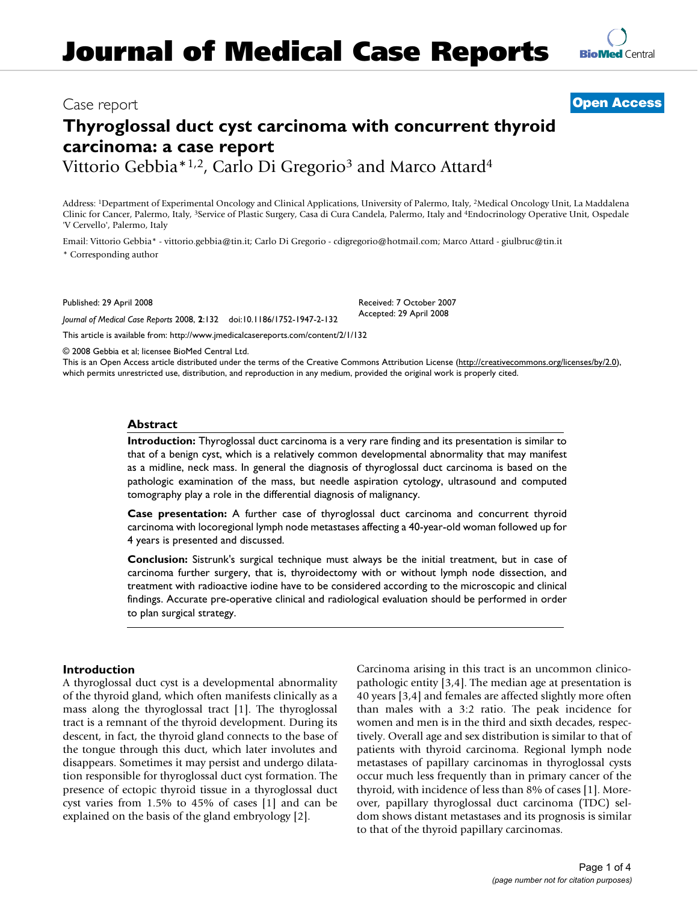# Journal of Medical Case Reports

Case report

**Open Access**

## Thyroglossal duct cyst carcinoma with concurrent thyroid carcinoma: a case report

Vittorio Gebbia*[1,2], Carlo Di Gregorio[3] and Marco Attard[4]

Address: [1]Department of Experimental Oncology and Clinical Applications, University of Palermo, Italy, [2]Medical Oncology Unit, La Maddalena Clinic for Cancer, Palermo, Italy, [3]Service of Plastic Surgery, Casa di Cura Candela, Palermo, Italy and [4]Endocrinology Operative Unit, Ospedale 'V Cervello', Palermo, Italy

Email: Vittorio Gebbia* - vittorio.gebbia@tin.it; Carlo Di Gregorio - cdigregorio@hotmail.com; Marco Attard - giulbruc@tin.it

\* Corresponding author

Published: 29 April 2008

*Journal of Medical Case Reports* 2008, **2**:132 doi:10.1186/1752-1947-2-132

Received: 7 October 2007
Accepted: 29 April 2008

This article is available from: http://www.jmedicalcasereports.com/content/2/1/132

© 2008 Gebbia et al; licensee BioMed Central Ltd.
This is an Open Access article distributed under the terms of the Creative Commons Attribution License (http://creativecommons.org/licenses/by/2.0), which permits unrestricted use, distribution, and reproduction in any medium, provided the original work is properly cited.

### Abstract

**Introduction:** Thyroglossal duct carcinoma is a very rare finding and its presentation is similar to that of a benign cyst, which is a relatively common developmental abnormality that may manifest as a midline, neck mass. In general the diagnosis of thyroglossal duct carcinoma is based on the pathologic examination of the mass, but needle aspiration cytology, ultrasound and computed tomography play a role in the differential diagnosis of malignancy.

**Case presentation:** A further case of thyroglossal duct carcinoma and concurrent thyroid carcinoma with locoregional lymph node metastases affecting a 40-year-old woman followed up for 4 years is presented and discussed.

**Conclusion:** Sistrunk's surgical technique must always be the initial treatment, but in case of carcinoma further surgery, that is, thyroidectomy with or without lymph node dissection, and treatment with radioactive iodine have to be considered according to the microscopic and clinical findings. Accurate pre-operative clinical and radiological evaluation should be performed in order to plan surgical strategy.

### Introduction

A thyroglossal duct cyst is a developmental abnormality of the thyroid gland, which often manifests clinically as a mass along the thyroglossal tract [1]. The thyroglossal tract is a remnant of the thyroid development. During its descent, in fact, the thyroid gland connects to the base of the tongue through this duct, which later involutes and disappears. Sometimes it may persist and undergo dilatation responsible for thyroglossal duct cyst formation. The presence of ectopic thyroid tissue in a thyroglossal duct cyst varies from 1.5% to 45% of cases [1] and can be explained on the basis of the gland embryology [2].

Carcinoma arising in this tract is an uncommon clinicopathologic entity [3,4]. The median age at presentation is 40 years [3,4] and females are affected slightly more often than males with a 3:2 ratio. The peak incidence for women and men is in the third and sixth decades, respectively. Overall age and sex distribution is similar to that of patients with thyroid carcinoma. Regional lymph node metastases of papillary carcinomas in thyroglossal cysts occur much less frequently than in primary cancer of the thyroid, with incidence of less than 8% of cases [1]. Moreover, papillary thyroglossal duct carcinoma (TDC) seldom shows distant metastases and its prognosis is similar to that of the thyroid papillary carcinomas.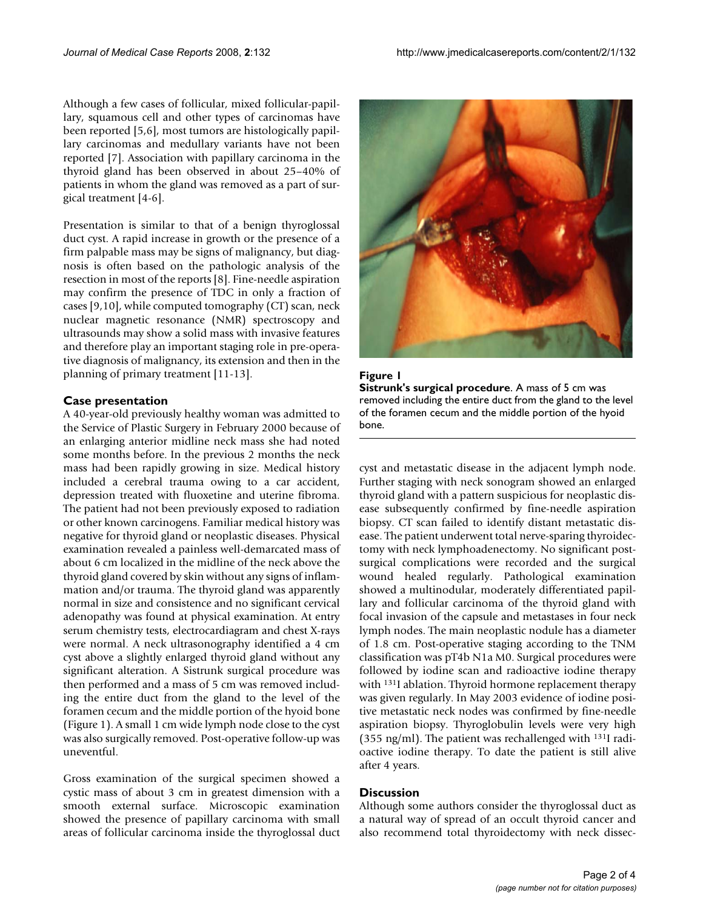Although a few cases of follicular, mixed follicular-papillary, squamous cell and other types of carcinomas have been reported [5,6], most tumors are histologically papillary carcinomas and medullary variants have not been reported [7]. Association with papillary carcinoma in the thyroid gland has been observed in about 25–40% of patients in whom the gland was removed as a part of surgical treatment [4-6].

Presentation is similar to that of a benign thyroglossal duct cyst. A rapid increase in growth or the presence of a firm palpable mass may be signs of malignancy, but diagnosis is often based on the pathologic analysis of the resection in most of the reports [8]. Fine-needle aspiration may confirm the presence of TDC in only a fraction of cases [9,10], while computed tomography (CT) scan, neck nuclear magnetic resonance (NMR) spectroscopy and ultrasounds may show a solid mass with invasive features and therefore play an important staging role in pre-operative diagnosis of malignancy, its extension and then in the planning of primary treatment [11-13].

## Case presentation

A 40-year-old previously healthy woman was admitted to the Service of Plastic Surgery in February 2000 because of an enlarging anterior midline neck mass she had noted some months before. In the previous 2 months the neck mass had been rapidly growing in size. Medical history included a cerebral trauma owing to a car accident, depression treated with fluoxetine and uterine fibroma. The patient had not been previously exposed to radiation or other known carcinogens. Familiar medical history was negative for thyroid gland or neoplastic diseases. Physical examination revealed a painless well-demarcated mass of about 6 cm localized in the midline of the neck above the thyroid gland covered by skin without any signs of inflammation and/or trauma. The thyroid gland was apparently normal in size and consistence and no significant cervical adenopathy was found at physical examination. At entry serum chemistry tests, electrocardiagram and chest X-rays were normal. A neck ultrasonography identified a 4 cm cyst above a slightly enlarged thyroid gland without any significant alteration. A Sistrunk surgical procedure was then performed and a mass of 5 cm was removed including the entire duct from the gland to the level of the foramen cecum and the middle portion of the hyoid bone (Figure 1). A small 1 cm wide lymph node close to the cyst was also surgically removed. Post-operative follow-up was uneventful.

**Figure 1**
**Sistrunk's surgical procedure**. A mass of 5 cm was removed including the entire duct from the gland to the level of the foramen cecum and the middle portion of the hyoid bone.

Gross examination of the surgical specimen showed a cystic mass of about 3 cm in greatest dimension with a smooth external surface. Microscopic examination showed the presence of papillary carcinoma with small areas of follicular carcinoma inside the thyroglossal duct cyst and metastatic disease in the adjacent lymph node. Further staging with neck sonogram showed an enlarged thyroid gland with a pattern suspicious for neoplastic disease subsequently confirmed by fine-needle aspiration biopsy. CT scan failed to identify distant metastatic disease. The patient underwent total nerve-sparing thyroidectomy with neck lymphoadenectomy. No significant post-surgical complications were recorded and the surgical wound healed regularly. Pathological examination showed a multinodular, moderately differentiated papillary and follicular carcinoma of the thyroid gland with focal invasion of the capsule and metastases in four neck lymph nodes. The main neoplastic nodule has a diameter of 1.8 cm. Post-operative staging according to the TNM classification was pT4b N1a M0. Surgical procedures were followed by iodine scan and radioactive iodine therapy with $^{131}$I ablation. Thyroid hormone replacement therapy was given regularly. In May 2003 evidence of iodine positive metastatic neck nodes was confirmed by fine-needle aspiration biopsy. Thyroglobulin levels were very high (355 ng/ml). The patient was rechallenged with $^{131}$I radioactive iodine therapy. To date the patient is still alive after 4 years.

## Discussion

Although some authors consider the thyroglossal duct as a natural way of spread of an occult thyroid cancer and also recommend total thyroidectomy with neck dissec-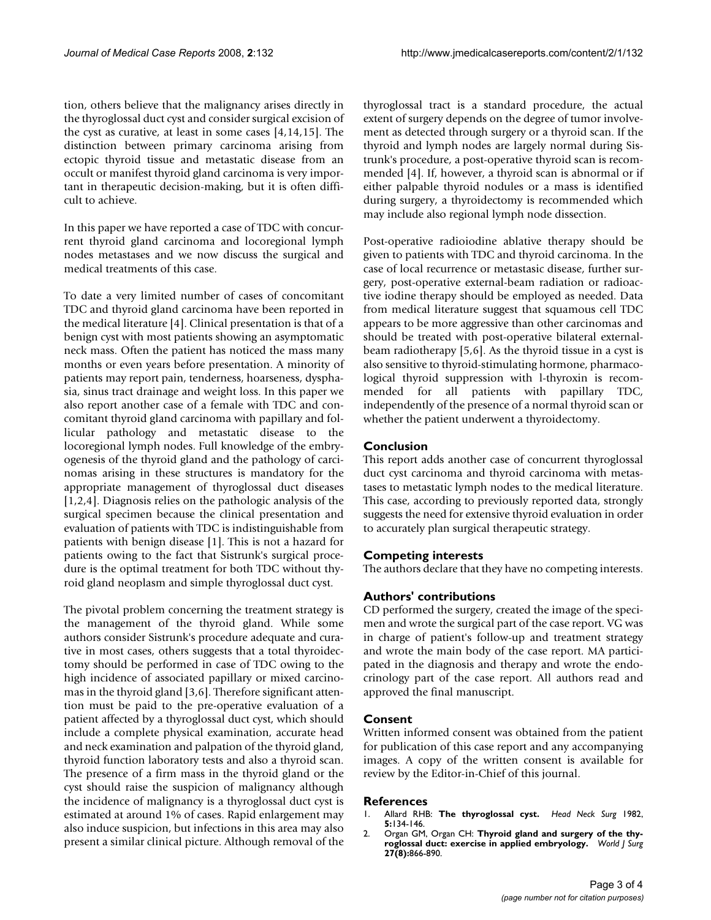tion, others believe that the malignancy arises directly in the thyroglossal duct cyst and consider surgical excision of the cyst as curative, at least in some cases [4,14,15]. The distinction between primary carcinoma arising from ectopic thyroid tissue and metastatic disease from an occult or manifest thyroid gland carcinoma is very important in therapeutic decision-making, but it is often difficult to achieve.

In this paper we have reported a case of TDC with concurrent thyroid gland carcinoma and locoregional lymph nodes metastases and we now discuss the surgical and medical treatments of this case.

To date a very limited number of cases of concomitant TDC and thyroid gland carcinoma have been reported in the medical literature [4]. Clinical presentation is that of a benign cyst with most patients showing an asymptomatic neck mass. Often the patient has noticed the mass many months or even years before presentation. A minority of patients may report pain, tenderness, hoarseness, dysphasia, sinus tract drainage and weight loss. In this paper we also report another case of a female with TDC and concomitant thyroid gland carcinoma with papillary and follicular pathology and metastatic disease to the locoregional lymph nodes. Full knowledge of the embryogenesis of the thyroid gland and the pathology of carcinomas arising in these structures is mandatory for the appropriate management of thyroglossal duct diseases [1,2,4]. Diagnosis relies on the pathologic analysis of the surgical specimen because the clinical presentation and evaluation of patients with TDC is indistinguishable from patients with benign disease [1]. This is not a hazard for patients owing to the fact that Sistrunk's surgical procedure is the optimal treatment for both TDC without thyroid gland neoplasm and simple thyroglossal duct cyst.

The pivotal problem concerning the treatment strategy is the management of the thyroid gland. While some authors consider Sistrunk's procedure adequate and curative in most cases, others suggests that a total thyroidectomy should be performed in case of TDC owing to the high incidence of associated papillary or mixed carcinomas in the thyroid gland [3,6]. Therefore significant attention must be paid to the pre-operative evaluation of a patient affected by a thyroglossal duct cyst, which should include a complete physical examination, accurate head and neck examination and palpation of the thyroid gland, thyroid function laboratory tests and also a thyroid scan. The presence of a firm mass in the thyroid gland or the cyst should raise the suspicion of malignancy although the incidence of malignancy is a thyroglossal duct cyst is estimated at around 1% of cases. Rapid enlargement may also induce suspicion, but infections in this area may also present a similar clinical picture. Although removal of the thyroglossal tract is a standard procedure, the actual extent of surgery depends on the degree of tumor involvement as detected through surgery or a thyroid scan. If the thyroid and lymph nodes are largely normal during Sistrunk's procedure, a post-operative thyroid scan is recommended [4]. If, however, a thyroid scan is abnormal or if either palpable thyroid nodules or a mass is identified during surgery, a thyroidectomy is recommended which may include also regional lymph node dissection.

Post-operative radioiodine ablative therapy should be given to patients with TDC and thyroid carcinoma. In the case of local recurrence or metastasic disease, further surgery, post-operative external-beam radiation or radioactive iodine therapy should be employed as needed. Data from medical literature suggest that squamous cell TDC appears to be more aggressive than other carcinomas and should be treated with post-operative bilateral external-beam radiotherapy [5,6]. As the thyroid tissue in a cyst is also sensitive to thyroid-stimulating hormone, pharmacological thyroid suppression with l-thyroxin is recommended for all patients with papillary TDC, independently of the presence of a normal thyroid scan or whether the patient underwent a thyroidectomy.

## Conclusion

This report adds another case of concurrent thyroglossal duct cyst carcinoma and thyroid carcinoma with metastases to metastatic lymph nodes to the medical literature. This case, according to previously reported data, strongly suggests the need for extensive thyroid evaluation in order to accurately plan surgical therapeutic strategy.

## Competing interests

The authors declare that they have no competing interests.

## Authors' contributions

CD performed the surgery, created the image of the specimen and wrote the surgical part of the case report. VG was in charge of patient's follow-up and treatment strategy and wrote the main body of the case report. MA participated in the diagnosis and therapy and wrote the endocrinology part of the case report. All authors read and approved the final manuscript.

## Consent

Written informed consent was obtained from the patient for publication of this case report and any accompanying images. A copy of the written consent is available for review by the Editor-in-Chief of this journal.

## References

1. Allard RHB: **The thyroglossal cyst.** *Head Neck Surg* 1982, **5:**134-146.
2. Organ GM, Organ CH: **Thyroid gland and surgery of the thyroglossal duct: exercise in applied embryology.** *World J Surg* **27(8):**866-890.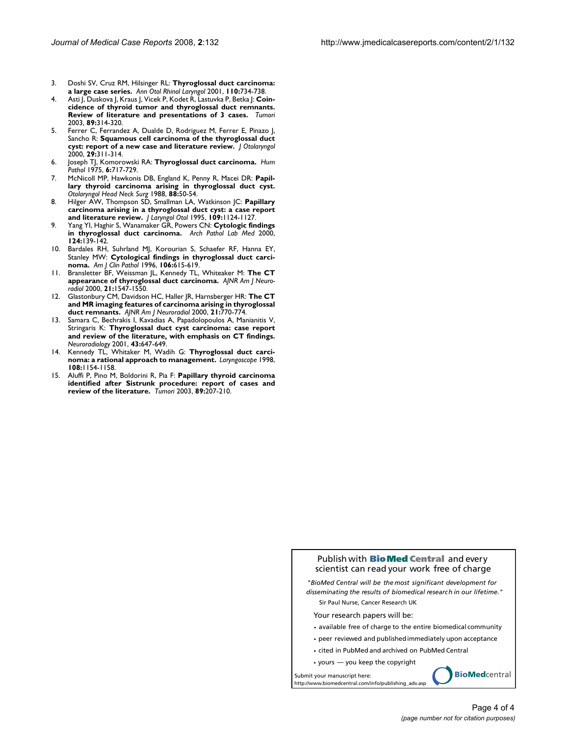3. Doshi SV, Cruz RM, Hilsinger RL: **Thyroglossal duct carcinoma: a large case series.** *Ann Otol Rhinol Laryngol* 2001, **110:**734-738.
4. Asti J, Duskova J, Kraus J, Vicek P, Kodet R, Lastuvka P, Betka J: **Coincidence of thyroid tumor and thyroglossal duct remnants. Review of literature and presentations of 3 cases.** *Tumori* 2003, **89:**314-320.
5. Ferrer C, Ferrandez A, Dualde D, Rodriguez M, Ferrer E, Pinazo J, Sancho R: **Squamous cell carcinoma of the thyroglossal duct cyst: report of a new case and literature review.** *J Otolaryngol* 2000, **29:**311-314.
6. Joseph TJ, Komorowski RA: **Thyroglossal duct carcinoma.** *Hum Pathol* 1975, **6:**717-729.
7. McNicoll MP, Hawkonis DB, England K, Penny R, Macei DR: **Papillary thyroid carcinoma arising in thyroglossal duct cyst.** *Otolaryngol Head Neck Surg* 1988, **88:**50-54.
8. Hilger AW, Thompson SD, Smallman LA, Watkinson JC: **Papillary carcinoma arising in a thyroglossal duct cyst: a case report and literature review.** *J Laryngol Otol* 1995, **109:**1124-1127.
9. Yang YI, Haghir S, Wanamaker GR, Powers CN: **Cytologic findings in thyroglossal duct carcinoma.** *Arch Pathol Lab Med* 2000, **124:**139-142.
10. Bardales RH, Suhrland MJ, Korourian S, Schaefer RF, Hanna EY, Stanley MW: **Cytological findings in thyroglossal duct carcinoma.** *Am J Clin Pathol* 1996, **106:**615-619.
11. Bransletter BF, Weissman JL, Kennedy TL, Whiteaker M: **The CT appearance of thyroglossal duct carcinoma.** *AJNR Am J Neuroradiol* 2000, **21:**1547-1550.
12. Glastonbury CM, Davidson HC, Haller JR, Harnsberger HR: **The CT and MR imaging features of carcinoma arising in thyroglossal duct remnants.** *AJNR Am J Neuroradiol* 2000, **21:**770-774.
13. Samara C, Bechrakis I, Kavadias A, Papadolopoulos A, Manianitis V, Stringaris K: **Thyroglossal duct cyst carcinoma: case report and review of the literature, with emphasis on CT findings.** *Neuroradiology* 2001, **43:**647-649.
14. Kennedy TL, Whitaker M, Wadih G: **Thyroglossal duct carcinoma: a rational approach to management.** *Laryngoscope* 1998, **108:**1154-1158.
15. Aluffi P, Pino M, Boldorini R, Pia F: **Papillary thyroid carcinoma identified after Sistrunk procedure: report of cases and review of the literature.** *Tumori* 2003, **89:**207-210.

Publish with **BioMed Central** and every scientist can read your work free of charge

*"BioMed Central will be the most significant development for disseminating the results of biomedical research in our lifetime."*

Sir Paul Nurse, Cancer Research UK

Your research papers will be:

- available free of charge to the entire biomedical community
- peer reviewed and published immediately upon acceptance
- cited in PubMed and archived on PubMed Central
- yours — you keep the copyright

Submit your manuscript here:
http://www.biomedcentral.com/info/publishing_adv.asp

**BioMed**central